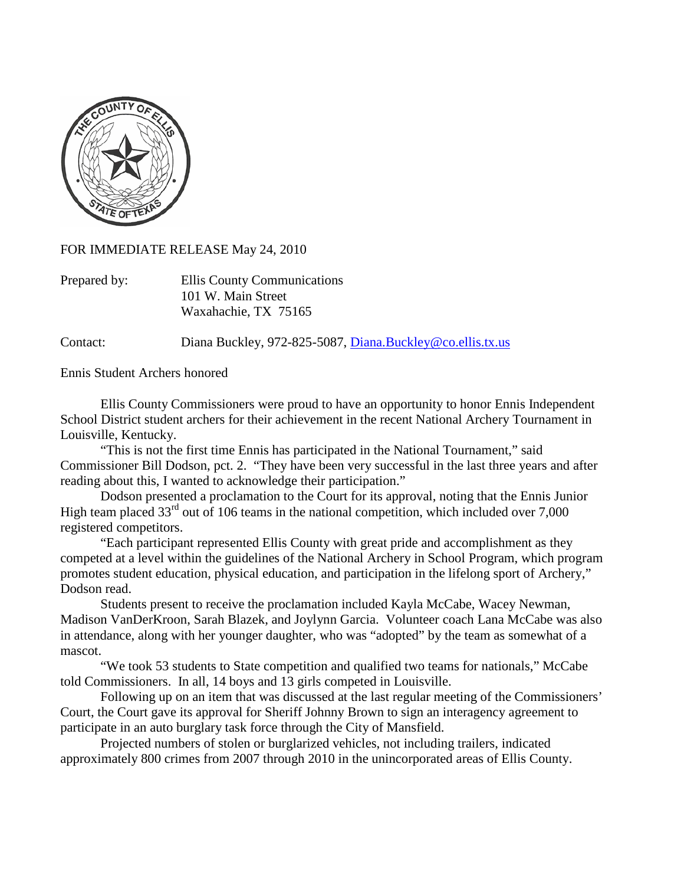FOR IMMEDIATE RELEASE May 24, 2010

Prepared by: Ellis County Communications
101 W. Main Street
Waxahachie, TX 75165

Contact: Diana Buckley, 972-825-5087, Diana.Buckley@co.ellis.tx.us

Ennis Student Archers honored

Ellis County Commissioners were proud to have an opportunity to honor Ennis Independent School District student archers for their achievement in the recent National Archery Tournament in Louisville, Kentucky.

"This is not the first time Ennis has participated in the National Tournament," said Commissioner Bill Dodson, pct. 2. "They have been very successful in the last three years and after reading about this, I wanted to acknowledge their participation."

Dodson presented a proclamation to the Court for its approval, noting that the Ennis Junior High team placed 33rd out of 106 teams in the national competition, which included over 7,000 registered competitors.

"Each participant represented Ellis County with great pride and accomplishment as they competed at a level within the guidelines of the National Archery in School Program, which program promotes student education, physical education, and participation in the lifelong sport of Archery," Dodson read.

Students present to receive the proclamation included Kayla McCabe, Wacey Newman, Madison VanDerKroon, Sarah Blazek, and Joylynn Garcia. Volunteer coach Lana McCabe was also in attendance, along with her younger daughter, who was "adopted" by the team as somewhat of a mascot.

"We took 53 students to State competition and qualified two teams for nationals," McCabe told Commissioners. In all, 14 boys and 13 girls competed in Louisville.

Following up on an item that was discussed at the last regular meeting of the Commissioners' Court, the Court gave its approval for Sheriff Johnny Brown to sign an interagency agreement to participate in an auto burglary task force through the City of Mansfield.

Projected numbers of stolen or burglarized vehicles, not including trailers, indicated approximately 800 crimes from 2007 through 2010 in the unincorporated areas of Ellis County.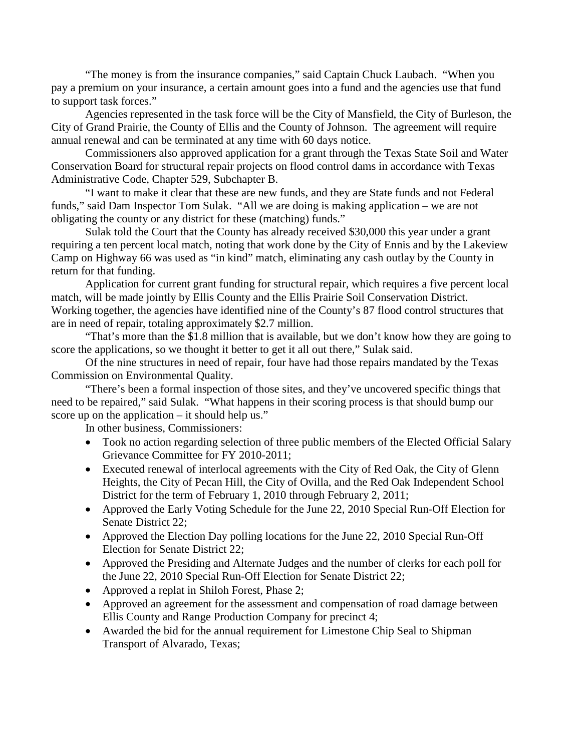"The money is from the insurance companies," said Captain Chuck Laubach. "When you pay a premium on your insurance, a certain amount goes into a fund and the agencies use that fund to support task forces."

Agencies represented in the task force will be the City of Mansfield, the City of Burleson, the City of Grand Prairie, the County of Ellis and the County of Johnson. The agreement will require annual renewal and can be terminated at any time with 60 days notice.

Commissioners also approved application for a grant through the Texas State Soil and Water Conservation Board for structural repair projects on flood control dams in accordance with Texas Administrative Code, Chapter 529, Subchapter B.

"I want to make it clear that these are new funds, and they are State funds and not Federal funds," said Dam Inspector Tom Sulak. "All we are doing is making application – we are not obligating the county or any district for these (matching) funds."

Sulak told the Court that the County has already received $30,000 this year under a grant requiring a ten percent local match, noting that work done by the City of Ennis and by the Lakeview Camp on Highway 66 was used as "in kind" match, eliminating any cash outlay by the County in return for that funding.

Application for current grant funding for structural repair, which requires a five percent local match, will be made jointly by Ellis County and the Ellis Prairie Soil Conservation District. Working together, the agencies have identified nine of the County's 87 flood control structures that are in need of repair, totaling approximately $2.7 million.

"That's more than the $1.8 million that is available, but we don't know how they are going to score the applications, so we thought it better to get it all out there," Sulak said.

Of the nine structures in need of repair, four have had those repairs mandated by the Texas Commission on Environmental Quality.

"There's been a formal inspection of those sites, and they've uncovered specific things that need to be repaired," said Sulak. "What happens in their scoring process is that should bump our score up on the application – it should help us."

In other business, Commissioners:

- Took no action regarding selection of three public members of the Elected Official Salary Grievance Committee for FY 2010-2011;
- Executed renewal of interlocal agreements with the City of Red Oak, the City of Glenn Heights, the City of Pecan Hill, the City of Ovilla, and the Red Oak Independent School District for the term of February 1, 2010 through February 2, 2011;
- Approved the Early Voting Schedule for the June 22, 2010 Special Run-Off Election for Senate District 22;
- Approved the Election Day polling locations for the June 22, 2010 Special Run-Off Election for Senate District 22;
- Approved the Presiding and Alternate Judges and the number of clerks for each poll for the June 22, 2010 Special Run-Off Election for Senate District 22;
- Approved a replat in Shiloh Forest, Phase 2;
- Approved an agreement for the assessment and compensation of road damage between Ellis County and Range Production Company for precinct 4;
- Awarded the bid for the annual requirement for Limestone Chip Seal to Shipman Transport of Alvarado, Texas;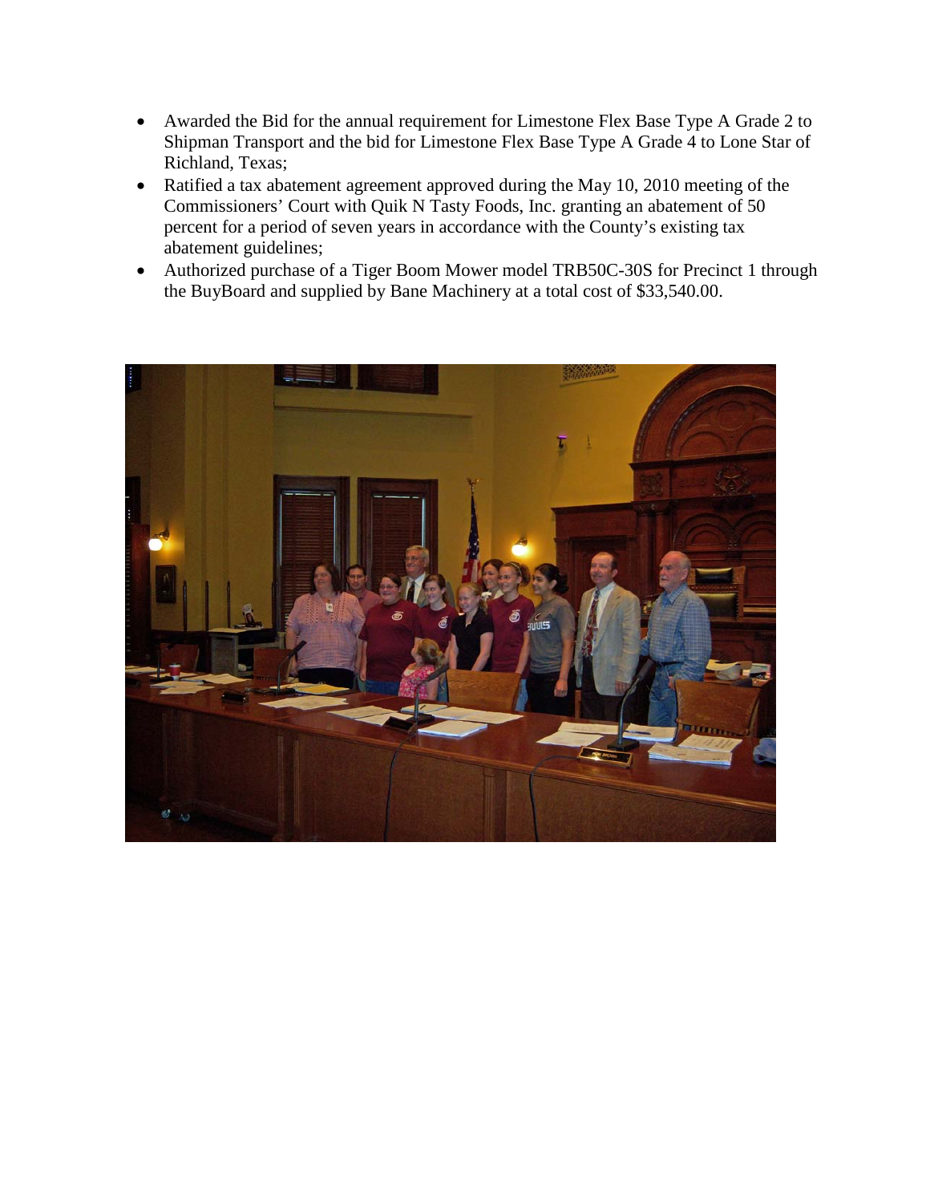- Awarded the Bid for the annual requirement for Limestone Flex Base Type A Grade 2 to Shipman Transport and the bid for Limestone Flex Base Type A Grade 4 to Lone Star of Richland, Texas;
- Ratified a tax abatement agreement approved during the May 10, 2010 meeting of the Commissioners' Court with Quik N Tasty Foods, Inc. granting an abatement of 50 percent for a period of seven years in accordance with the County's existing tax abatement guidelines;
- Authorized purchase of a Tiger Boom Mower model TRB50C-30S for Precinct 1 through the BuyBoard and supplied by Bane Machinery at a total cost of $33,540.00.